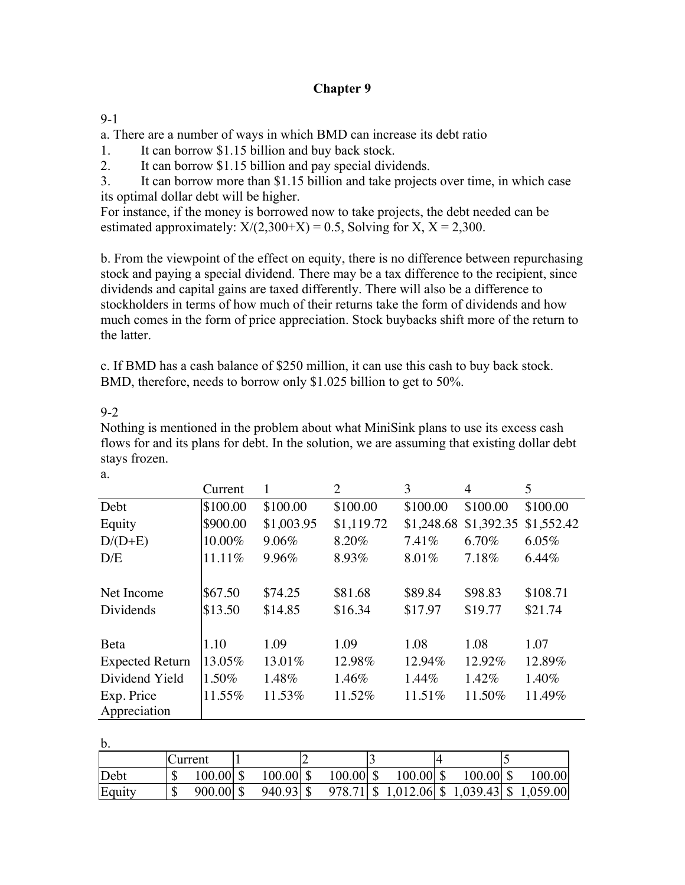# Chapter 9

9-1

a. There are a number of ways in which BMD can increase its debt ratio

1. It can borrow \$1.15 billion and buy back stock.
2. It can borrow \$1.15 billion and pay special dividends.
3. It can borrow more than \$1.15 billion and take projects over time, in which case its optimal dollar debt will be higher.

For instance, if the money is borrowed now to take projects, the debt needed can be estimated approximately: $X/(2{,}300+X) = 0.5$, Solving for X, X = 2,300.

b. From the viewpoint of the effect on equity, there is no difference between repurchasing stock and paying a special dividend. There may be a tax difference to the recipient, since dividends and capital gains are taxed differently. There will also be a difference to stockholders in terms of how much of their returns take the form of dividends and how much comes in the form of price appreciation. Stock buybacks shift more of the return to the latter.

c. If BMD has a cash balance of \$250 million, it can use this cash to buy back stock. BMD, therefore, needs to borrow only \$1.025 billion to get to 50%.

9-2

Nothing is mentioned in the problem about what MiniSink plans to use its excess cash flows for and its plans for debt. In the solution, we are assuming that existing dollar debt stays frozen.

a.

| | Current | 1 | 2 | 3 | 4 | 5 |
|---|---|---|---|---|---|---|
| Debt | \$100.00 | \$100.00 | \$100.00 | \$100.00 | \$100.00 | \$100.00 |
| Equity | \$900.00 | \$1,003.95 | \$1,119.72 | \$1,248.68 | \$1,392.35 | \$1,552.42 |
| D/(D+E) | 10.00% | 9.06% | 8.20% | 7.41% | 6.70% | 6.05% |
| D/E | 11.11% | 9.96% | 8.93% | 8.01% | 7.18% | 6.44% |
| | | | | | | |
| Net Income | \$67.50 | \$74.25 | \$81.68 | \$89.84 | \$98.83 | \$108.71 |
| Dividends | \$13.50 | \$14.85 | \$16.34 | \$17.97 | \$19.77 | \$21.74 |
| | | | | | | |
| Beta | 1.10 | 1.09 | 1.09 | 1.08 | 1.08 | 1.07 |
| Expected Return | 13.05% | 13.01% | 12.98% | 12.94% | 12.92% | 12.89% |
| Dividend Yield | 1.50% | 1.48% | 1.46% | 1.44% | 1.42% | 1.40% |
| Exp. Price Appreciation | 11.55% | 11.53% | 11.52% | 11.51% | 11.50% | 11.49% |

b.

| | Current | 1 | 2 | 3 | 4 | 5 |
|---|---|---|---|---|---|---|
| Debt | \$ 100.00 | \$ 100.00 | \$ 100.00 | \$ 100.00 | \$ 100.00 | \$ 100.00 |
| Equity | \$ 900.00 | \$ 940.93 | \$ 978.71 | \$ 1,012.06 | \$ 1,039.43 | \$ 1,059.00 |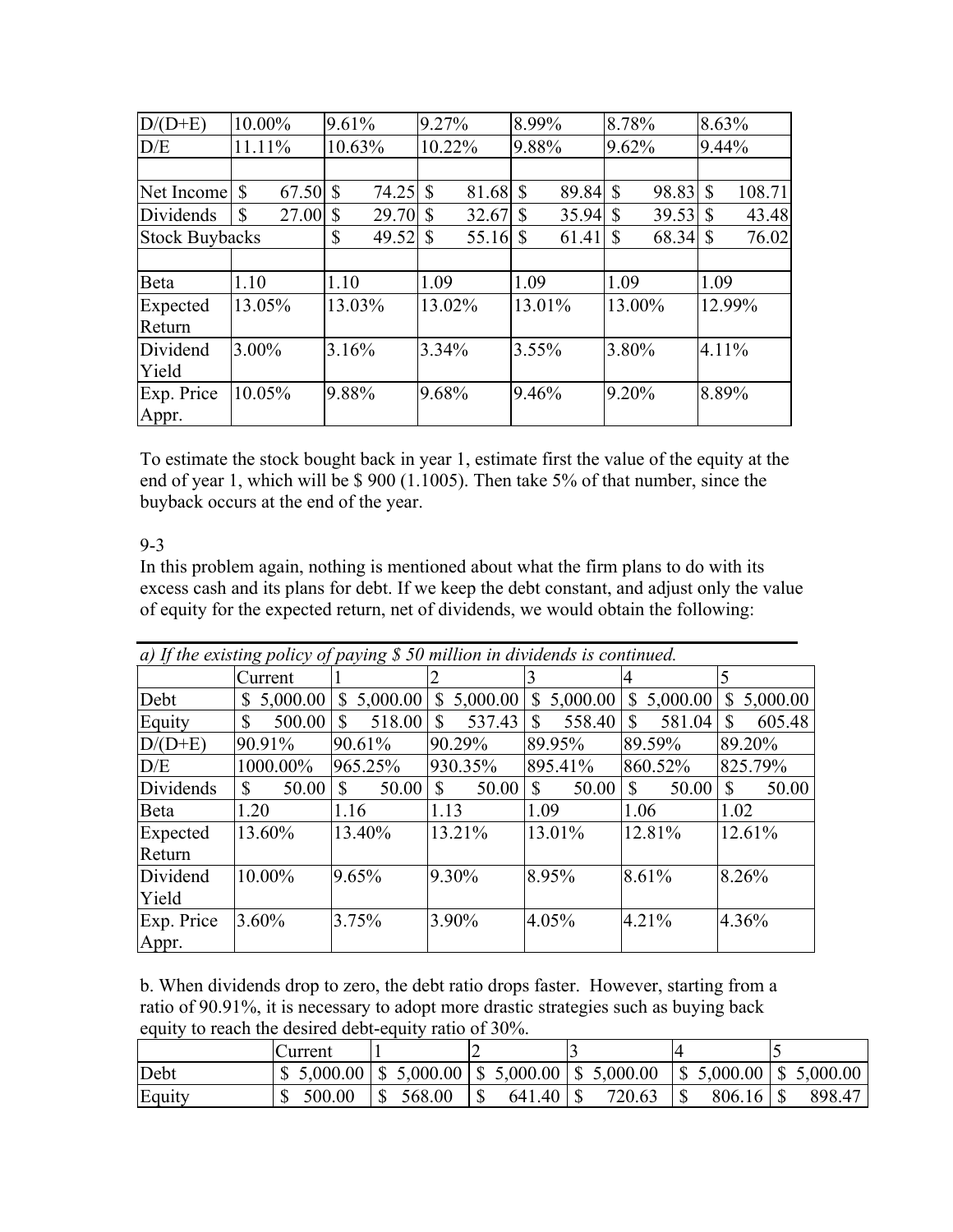| D/(D+E) | 10.00% | 9.61% | 9.27% | 8.99% | 8.78% | 8.63% |
|---|---|---|---|---|---|---|
| D/E | 11.11% | 10.63% | 10.22% | 9.88% | 9.62% | 9.44% |
| | | | | | | |
| Net Income | $ 67.50 | $ 74.25 | $ 81.68 | $ 89.84 | $ 98.83 | $ 108.71 |
| Dividends | $ 27.00 | $ 29.70 | $ 32.67 | $ 35.94 | $ 39.53 | $ 43.48 |
| Stock Buybacks | | $ 49.52 | $ 55.16 | $ 61.41 | $ 68.34 | $ 76.02 |
| | | | | | | |
| Beta | 1.10 | 1.10 | 1.09 | 1.09 | 1.09 | 1.09 |
| Expected Return | 13.05% | 13.03% | 13.02% | 13.01% | 13.00% | 12.99% |
| Dividend Yield | 3.00% | 3.16% | 3.34% | 3.55% | 3.80% | 4.11% |
| Exp. Price Appr. | 10.05% | 9.88% | 9.68% | 9.46% | 9.20% | 8.89% |

To estimate the stock bought back in year 1, estimate first the value of the equity at the end of year 1, which will be $ 900 (1.1005). Then take 5% of that number, since the buyback occurs at the end of the year.

9-3

In this problem again, nothing is mentioned about what the firm plans to do with its excess cash and its plans for debt. If we keep the debt constant, and adjust only the value of equity for the expected return, net of dividends, we would obtain the following:

*a) If the existing policy of paying $ 50 million in dividends is continued.*

| | Current | 1 | 2 | 3 | 4 | 5 |
|---|---|---|---|---|---|---|
| Debt | $ 5,000.00 | $ 5,000.00 | $ 5,000.00 | $ 5,000.00 | $ 5,000.00 | $ 5,000.00 |
| Equity | $ 500.00 | $ 518.00 | $ 537.43 | $ 558.40 | $ 581.04 | $ 605.48 |
| D/(D+E) | 90.91% | 90.61% | 90.29% | 89.95% | 89.59% | 89.20% |
| D/E | 1000.00% | 965.25% | 930.35% | 895.41% | 860.52% | 825.79% |
| Dividends | $ 50.00 | $ 50.00 | $ 50.00 | $ 50.00 | $ 50.00 | $ 50.00 |
| Beta | 1.20 | 1.16 | 1.13 | 1.09 | 1.06 | 1.02 |
| Expected Return | 13.60% | 13.40% | 13.21% | 13.01% | 12.81% | 12.61% |
| Dividend Yield | 10.00% | 9.65% | 9.30% | 8.95% | 8.61% | 8.26% |
| Exp. Price Appr. | 3.60% | 3.75% | 3.90% | 4.05% | 4.21% | 4.36% |

b. When dividends drop to zero, the debt ratio drops faster. However, starting from a ratio of 90.91%, it is necessary to adopt more drastic strategies such as buying back equity to reach the desired debt-equity ratio of 30%.

| | Current | 1 | 2 | 3 | 4 | 5 |
|---|---|---|---|---|---|---|
| Debt | $ 5,000.00 | $ 5,000.00 | $ 5,000.00 | $ 5,000.00 | $ 5,000.00 | $ 5,000.00 |
| Equity | $ 500.00 | $ 568.00 | $ 641.40 | $ 720.63 | $ 806.16 | $ 898.47 |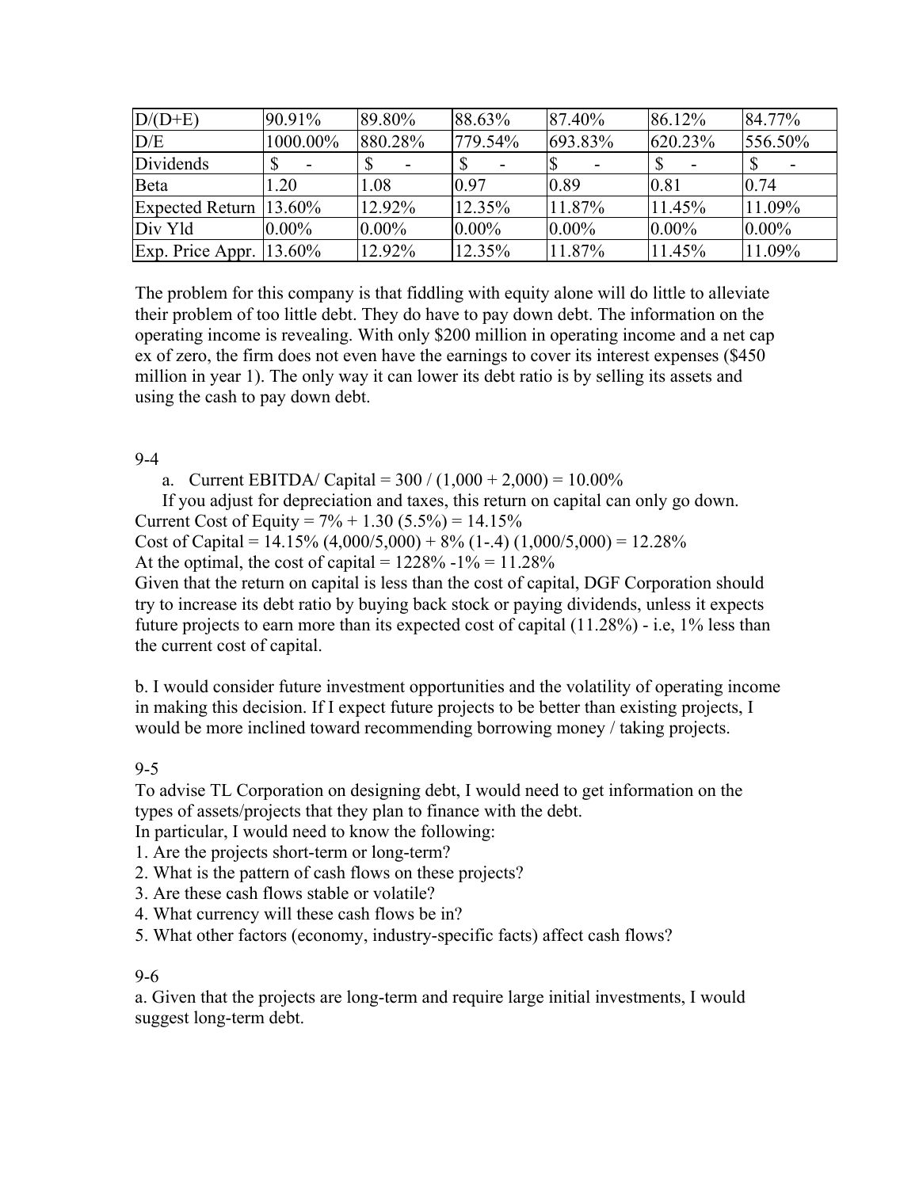| D/(D+E) | 90.91% | 89.80% | 88.63% | 87.40% | 86.12% | 84.77% |
|---|---|---|---|---|---|---|
| D/E | 1000.00% | 880.28% | 779.54% | 693.83% | 620.23% | 556.50% |
| Dividends | $ - | $ - | $ - | $ - | $ - | $ - |
| Beta | 1.20 | 1.08 | 0.97 | 0.89 | 0.81 | 0.74 |
| Expected Return | 13.60% | 12.92% | 12.35% | 11.87% | 11.45% | 11.09% |
| Div Yld | 0.00% | 0.00% | 0.00% | 0.00% | 0.00% | 0.00% |
| Exp. Price Appr. | 13.60% | 12.92% | 12.35% | 11.87% | 11.45% | 11.09% |

The problem for this company is that fiddling with equity alone will do little to alleviate their problem of too little debt. They do have to pay down debt. The information on the operating income is revealing. With only $200 million in operating income and a net cap ex of zero, the firm does not even have the earnings to cover its interest expenses ($450 million in year 1). The only way it can lower its debt ratio is by selling its assets and using the cash to pay down debt.

9-4

a. Current EBITDA/ Capital = 300 / (1,000 + 2,000) = 10.00%

If you adjust for depreciation and taxes, this return on capital can only go down.

Current Cost of Equity = 7% + 1.30 (5.5%) = 14.15%

Cost of Capital = 14.15% (4,000/5,000) + 8% (1-.4) (1,000/5,000) = 12.28%

At the optimal, the cost of capital = 1228% -1% = 11.28%

Given that the return on capital is less than the cost of capital, DGF Corporation should try to increase its debt ratio by buying back stock or paying dividends, unless it expects future projects to earn more than its expected cost of capital (11.28%) - i.e, 1% less than the current cost of capital.

b. I would consider future investment opportunities and the volatility of operating income in making this decision. If I expect future projects to be better than existing projects, I would be more inclined toward recommending borrowing money / taking projects.

9-5

To advise TL Corporation on designing debt, I would need to get information on the types of assets/projects that they plan to finance with the debt.

In particular, I would need to know the following:

1. Are the projects short-term or long-term?
2. What is the pattern of cash flows on these projects?
3. Are these cash flows stable or volatile?
4. What currency will these cash flows be in?
5. What other factors (economy, industry-specific facts) affect cash flows?

9-6

a. Given that the projects are long-term and require large initial investments, I would suggest long-term debt.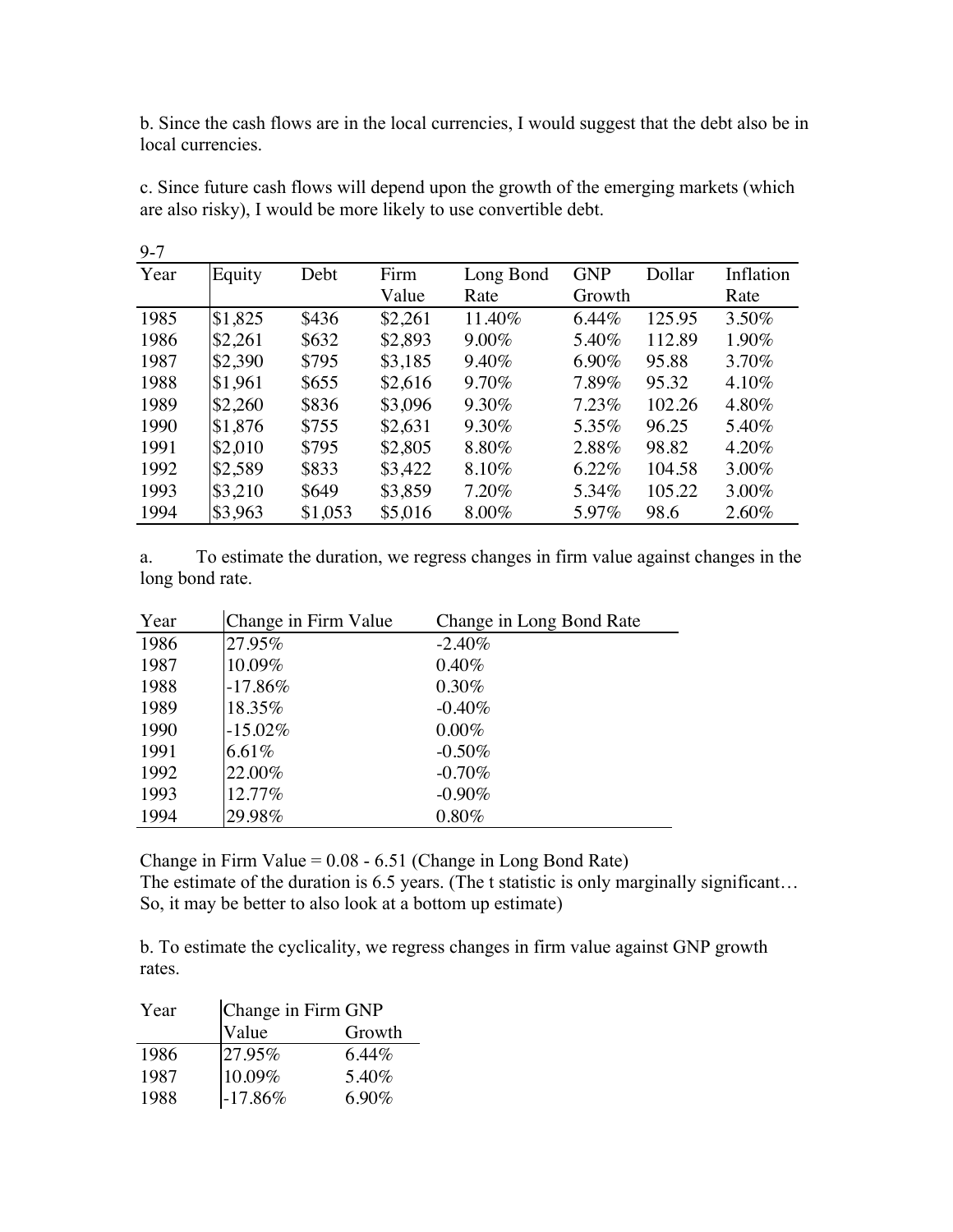b. Since the cash flows are in the local currencies, I would suggest that the debt also be in local currencies.

c. Since future cash flows will depend upon the growth of the emerging markets (which are also risky), I would be more likely to use convertible debt.

9-7

| Year | Equity | Debt | Firm Value | Long Bond Rate | GNP Growth | Dollar | Inflation Rate |
|---|---|---|---|---|---|---|---|
| 1985 | $1,825 | $436 | $2,261 | 11.40% | 6.44% | 125.95 | 3.50% |
| 1986 | $2,261 | $632 | $2,893 | 9.00% | 5.40% | 112.89 | 1.90% |
| 1987 | $2,390 | $795 | $3,185 | 9.40% | 6.90% | 95.88 | 3.70% |
| 1988 | $1,961 | $655 | $2,616 | 9.70% | 7.89% | 95.32 | 4.10% |
| 1989 | $2,260 | $836 | $3,096 | 9.30% | 7.23% | 102.26 | 4.80% |
| 1990 | $1,876 | $755 | $2,631 | 9.30% | 5.35% | 96.25 | 5.40% |
| 1991 | $2,010 | $795 | $2,805 | 8.80% | 2.88% | 98.82 | 4.20% |
| 1992 | $2,589 | $833 | $3,422 | 8.10% | 6.22% | 104.58 | 3.00% |
| 1993 | $3,210 | $649 | $3,859 | 7.20% | 5.34% | 105.22 | 3.00% |
| 1994 | $3,963 | $1,053 | $5,016 | 8.00% | 5.97% | 98.6 | 2.60% |

a. To estimate the duration, we regress changes in firm value against changes in the long bond rate.

| Year | Change in Firm Value | Change in Long Bond Rate |
|---|---|---|
| 1986 | 27.95% | -2.40% |
| 1987 | 10.09% | 0.40% |
| 1988 | -17.86% | 0.30% |
| 1989 | 18.35% | -0.40% |
| 1990 | -15.02% | 0.00% |
| 1991 | 6.61% | -0.50% |
| 1992 | 22.00% | -0.70% |
| 1993 | 12.77% | -0.90% |
| 1994 | 29.98% | 0.80% |

Change in Firm Value = 0.08 - 6.51 (Change in Long Bond Rate)
The estimate of the duration is 6.5 years. (The t statistic is only marginally significant… So, it may be better to also look at a bottom up estimate)

b. To estimate the cyclicality, we regress changes in firm value against GNP growth rates.

| Year | Change in Firm Value | GNP Growth |
|---|---|---|
| 1986 | 27.95% | 6.44% |
| 1987 | 10.09% | 5.40% |
| 1988 | -17.86% | 6.90% |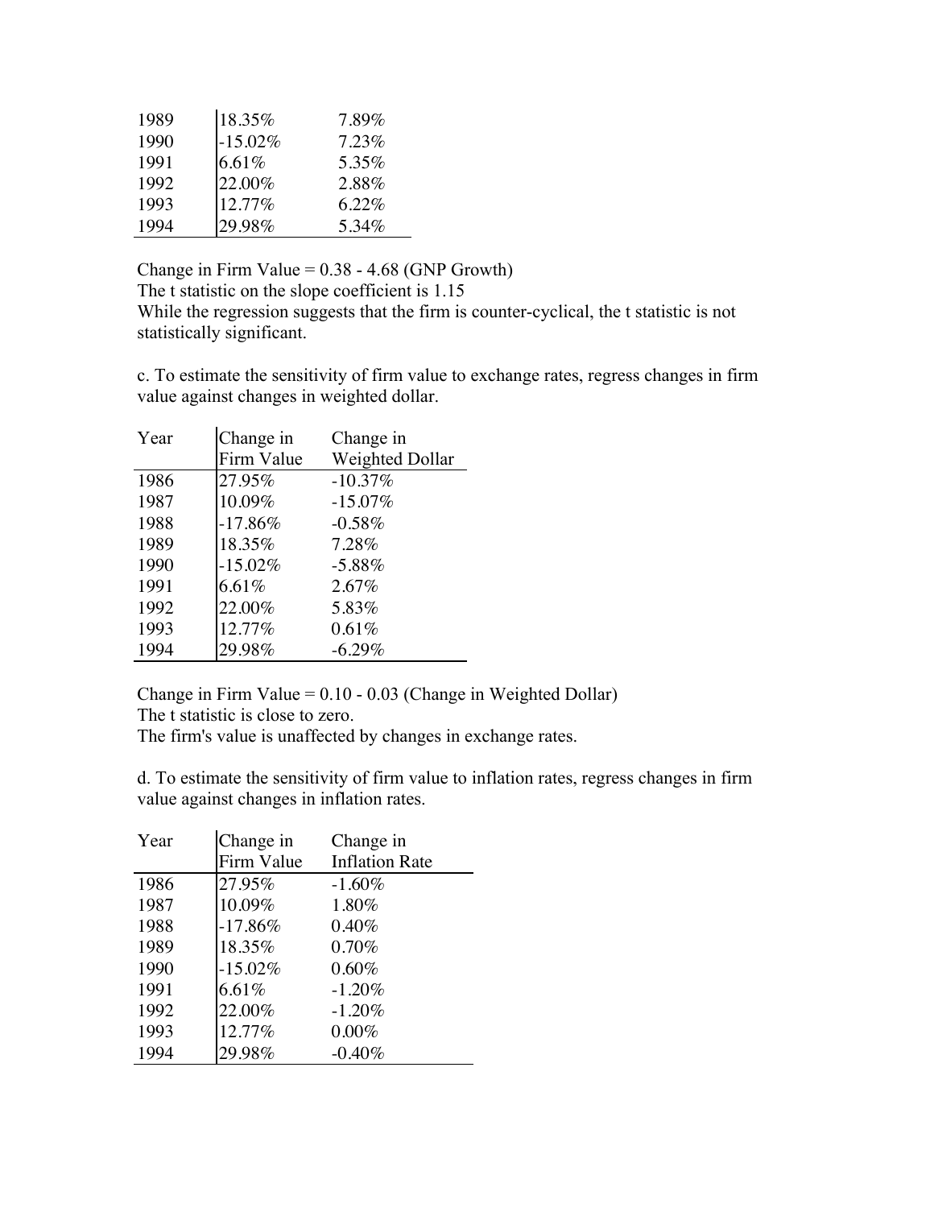| | | |
|---|---|---|
| 1989 | 18.35% | 7.89% |
| 1990 | -15.02% | 7.23% |
| 1991 | 6.61% | 5.35% |
| 1992 | 22.00% | 2.88% |
| 1993 | 12.77% | 6.22% |
| 1994 | 29.98% | 5.34% |

Change in Firm Value = 0.38 - 4.68 (GNP Growth)
The t statistic on the slope coefficient is 1.15
While the regression suggests that the firm is counter-cyclical, the t statistic is not statistically significant.

c. To estimate the sensitivity of firm value to exchange rates, regress changes in firm value against changes in weighted dollar.

| Year | Change in Firm Value | Change in Weighted Dollar |
|---|---|---|
| 1986 | 27.95% | -10.37% |
| 1987 | 10.09% | -15.07% |
| 1988 | -17.86% | -0.58% |
| 1989 | 18.35% | 7.28% |
| 1990 | -15.02% | -5.88% |
| 1991 | 6.61% | 2.67% |
| 1992 | 22.00% | 5.83% |
| 1993 | 12.77% | 0.61% |
| 1994 | 29.98% | -6.29% |

Change in Firm Value = 0.10 - 0.03 (Change in Weighted Dollar)
The t statistic is close to zero.
The firm's value is unaffected by changes in exchange rates.

d. To estimate the sensitivity of firm value to inflation rates, regress changes in firm value against changes in inflation rates.

| Year | Change in Firm Value | Change in Inflation Rate |
|---|---|---|
| 1986 | 27.95% | -1.60% |
| 1987 | 10.09% | 1.80% |
| 1988 | -17.86% | 0.40% |
| 1989 | 18.35% | 0.70% |
| 1990 | -15.02% | 0.60% |
| 1991 | 6.61% | -1.20% |
| 1992 | 22.00% | -1.20% |
| 1993 | 12.77% | 0.00% |
| 1994 | 29.98% | -0.40% |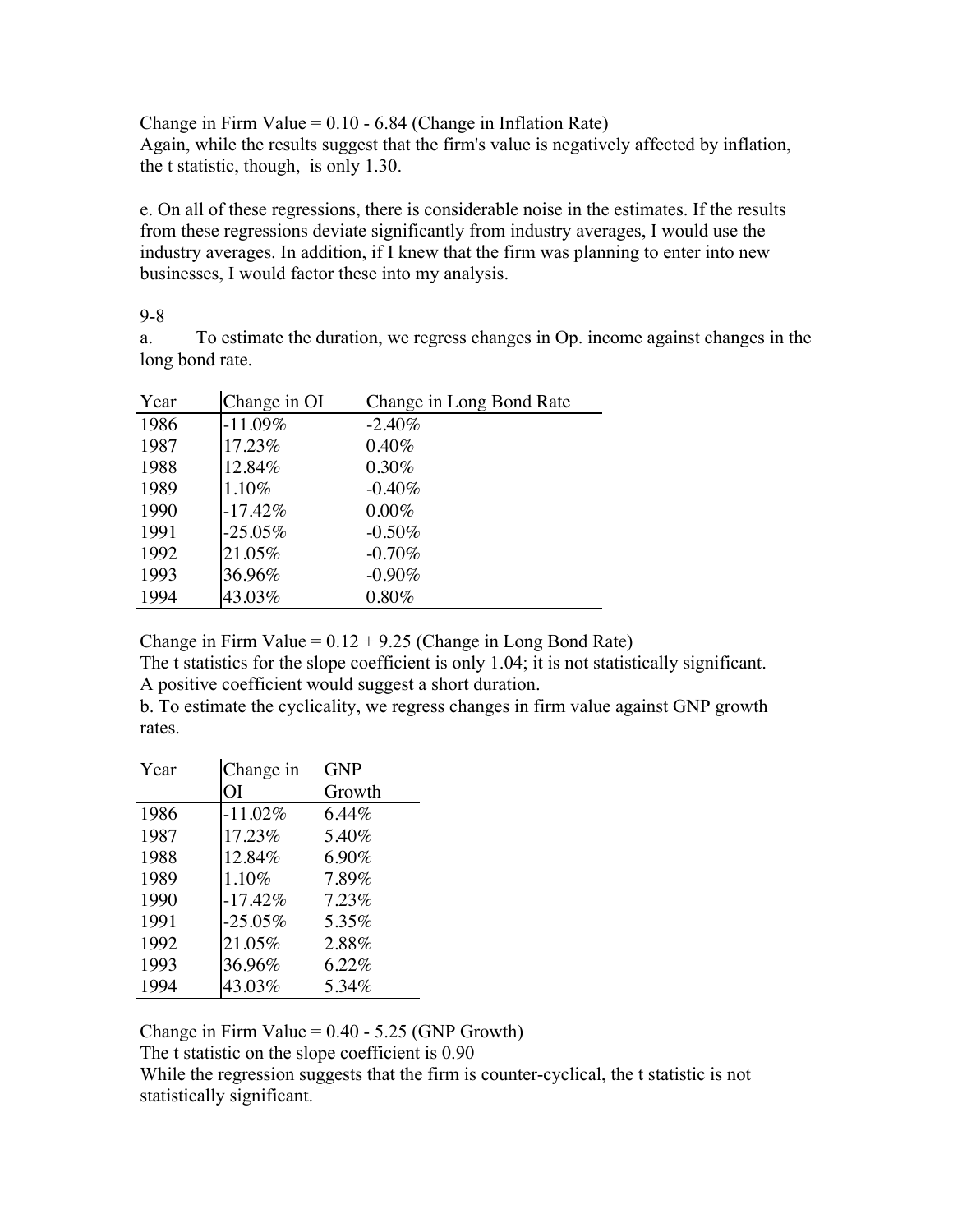Change in Firm Value = 0.10 - 6.84 (Change in Inflation Rate)
Again, while the results suggest that the firm's value is negatively affected by inflation, the t statistic, though, is only 1.30.

e. On all of these regressions, there is considerable noise in the estimates. If the results from these regressions deviate significantly from industry averages, I would use the industry averages. In addition, if I knew that the firm was planning to enter into new businesses, I would factor these into my analysis.

9-8

a. To estimate the duration, we regress changes in Op. income against changes in the long bond rate.

| Year | Change in OI | Change in Long Bond Rate |
|---|---|---|
| 1986 | -11.09% | -2.40% |
| 1987 | 17.23% | 0.40% |
| 1988 | 12.84% | 0.30% |
| 1989 | 1.10% | -0.40% |
| 1990 | -17.42% | 0.00% |
| 1991 | -25.05% | -0.50% |
| 1992 | 21.05% | -0.70% |
| 1993 | 36.96% | -0.90% |
| 1994 | 43.03% | 0.80% |

Change in Firm Value = 0.12 + 9.25 (Change in Long Bond Rate)
The t statistics for the slope coefficient is only 1.04; it is not statistically significant. A positive coefficient would suggest a short duration.

b. To estimate the cyclicality, we regress changes in firm value against GNP growth rates.

| Year | Change in OI | GNP Growth |
|---|---|---|
| 1986 | -11.02% | 6.44% |
| 1987 | 17.23% | 5.40% |
| 1988 | 12.84% | 6.90% |
| 1989 | 1.10% | 7.89% |
| 1990 | -17.42% | 7.23% |
| 1991 | -25.05% | 5.35% |
| 1992 | 21.05% | 2.88% |
| 1993 | 36.96% | 6.22% |
| 1994 | 43.03% | 5.34% |

Change in Firm Value = 0.40 - 5.25 (GNP Growth)
The t statistic on the slope coefficient is 0.90
While the regression suggests that the firm is counter-cyclical, the t statistic is not statistically significant.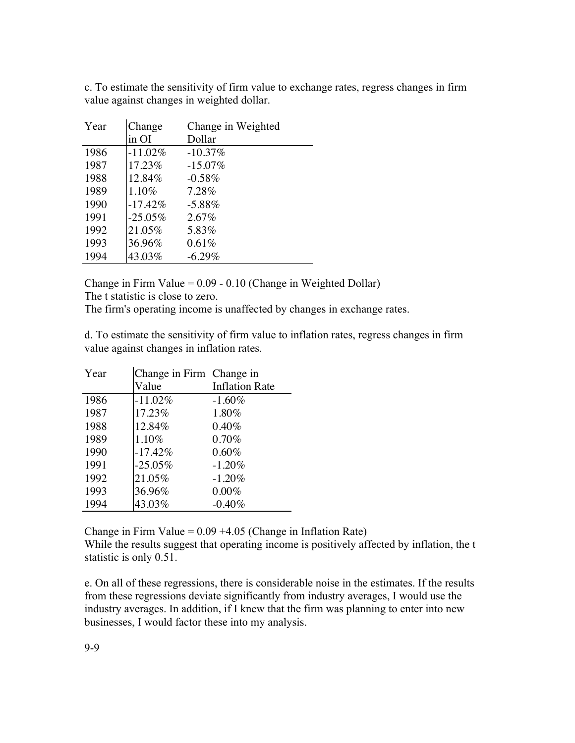c. To estimate the sensitivity of firm value to exchange rates, regress changes in firm value against changes in weighted dollar.

| Year | Change in OI | Change in Weighted Dollar |
|---|---|---|
| 1986 | -11.02% | -10.37% |
| 1987 | 17.23% | -15.07% |
| 1988 | 12.84% | -0.58% |
| 1989 | 1.10% | 7.28% |
| 1990 | -17.42% | -5.88% |
| 1991 | -25.05% | 2.67% |
| 1992 | 21.05% | 5.83% |
| 1993 | 36.96% | 0.61% |
| 1994 | 43.03% | -6.29% |

Change in Firm Value = 0.09 - 0.10 (Change in Weighted Dollar)
The t statistic is close to zero.
The firm's operating income is unaffected by changes in exchange rates.

d. To estimate the sensitivity of firm value to inflation rates, regress changes in firm value against changes in inflation rates.

| Year | Change in Firm Value | Change in Inflation Rate |
|---|---|---|
| 1986 | -11.02% | -1.60% |
| 1987 | 17.23% | 1.80% |
| 1988 | 12.84% | 0.40% |
| 1989 | 1.10% | 0.70% |
| 1990 | -17.42% | 0.60% |
| 1991 | -25.05% | -1.20% |
| 1992 | 21.05% | -1.20% |
| 1993 | 36.96% | 0.00% |
| 1994 | 43.03% | -0.40% |

Change in Firm Value = 0.09 +4.05 (Change in Inflation Rate)
While the results suggest that operating income is positively affected by inflation, the t statistic is only 0.51.

e. On all of these regressions, there is considerable noise in the estimates. If the results from these regressions deviate significantly from industry averages, I would use the industry averages. In addition, if I knew that the firm was planning to enter into new businesses, I would factor these into my analysis.

9-9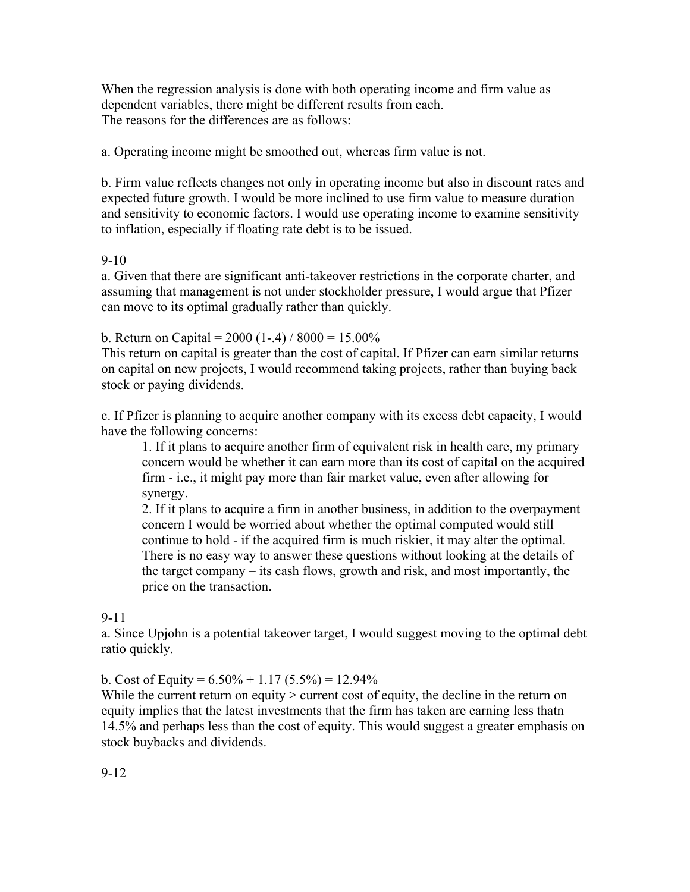When the regression analysis is done with both operating income and firm value as dependent variables, there might be different results from each.
The reasons for the differences are as follows:

a. Operating income might be smoothed out, whereas firm value is not.

b. Firm value reflects changes not only in operating income but also in discount rates and expected future growth. I would be more inclined to use firm value to measure duration and sensitivity to economic factors. I would use operating income to examine sensitivity to inflation, especially if floating rate debt is to be issued.

9-10

a. Given that there are significant anti-takeover restrictions in the corporate charter, and assuming that management is not under stockholder pressure, I would argue that Pfizer can move to its optimal gradually rather than quickly.

b. Return on Capital = 2000 (1-.4) / 8000 = 15.00%
This return on capital is greater than the cost of capital. If Pfizer can earn similar returns on capital on new projects, I would recommend taking projects, rather than buying back stock or paying dividends.

c. If Pfizer is planning to acquire another company with its excess debt capacity, I would have the following concerns:

1. If it plans to acquire another firm of equivalent risk in health care, my primary concern would be whether it can earn more than its cost of capital on the acquired firm - i.e., it might pay more than fair market value, even after allowing for synergy.
2. If it plans to acquire a firm in another business, in addition to the overpayment concern I would be worried about whether the optimal computed would still continue to hold - if the acquired firm is much riskier, it may alter the optimal. There is no easy way to answer these questions without looking at the details of the target company – its cash flows, growth and risk, and most importantly, the price on the transaction.

9-11

a. Since Upjohn is a potential takeover target, I would suggest moving to the optimal debt ratio quickly.

b. Cost of Equity = 6.50% + 1.17 (5.5%) = 12.94%
While the current return on equity > current cost of equity, the decline in the return on equity implies that the latest investments that the firm has taken are earning less thatn 14.5% and perhaps less than the cost of equity. This would suggest a greater emphasis on stock buybacks and dividends.

9-12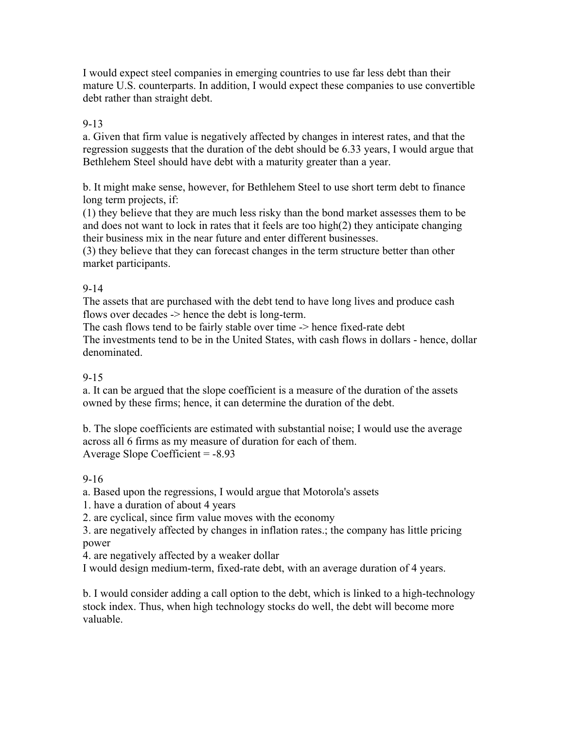I would expect steel companies in emerging countries to use far less debt than their mature U.S. counterparts. In addition, I would expect these companies to use convertible debt rather than straight debt.

9-13

a. Given that firm value is negatively affected by changes in interest rates, and that the regression suggests that the duration of the debt should be 6.33 years, I would argue that Bethlehem Steel should have debt with a maturity greater than a year.

b. It might make sense, however, for Bethlehem Steel to use short term debt to finance long term projects, if:
(1) they believe that they are much less risky than the bond market assesses them to be and does not want to lock in rates that it feels are too high(2) they anticipate changing their business mix in the near future and enter different businesses.
(3) they believe that they can forecast changes in the term structure better than other market participants.

9-14

The assets that are purchased with the debt tend to have long lives and produce cash flows over decades -> hence the debt is long-term.
The cash flows tend to be fairly stable over time -> hence fixed-rate debt
The investments tend to be in the United States, with cash flows in dollars - hence, dollar denominated.

9-15

a. It can be argued that the slope coefficient is a measure of the duration of the assets owned by these firms; hence, it can determine the duration of the debt.

b. The slope coefficients are estimated with substantial noise; I would use the average across all 6 firms as my measure of duration for each of them.
Average Slope Coefficient = -8.93

9-16

a. Based upon the regressions, I would argue that Motorola's assets
1. have a duration of about 4 years
2. are cyclical, since firm value moves with the economy
3. are negatively affected by changes in inflation rates.; the company has little pricing power
4. are negatively affected by a weaker dollar

I would design medium-term, fixed-rate debt, with an average duration of 4 years.

b. I would consider adding a call option to the debt, which is linked to a high-technology stock index. Thus, when high technology stocks do well, the debt will become more valuable.